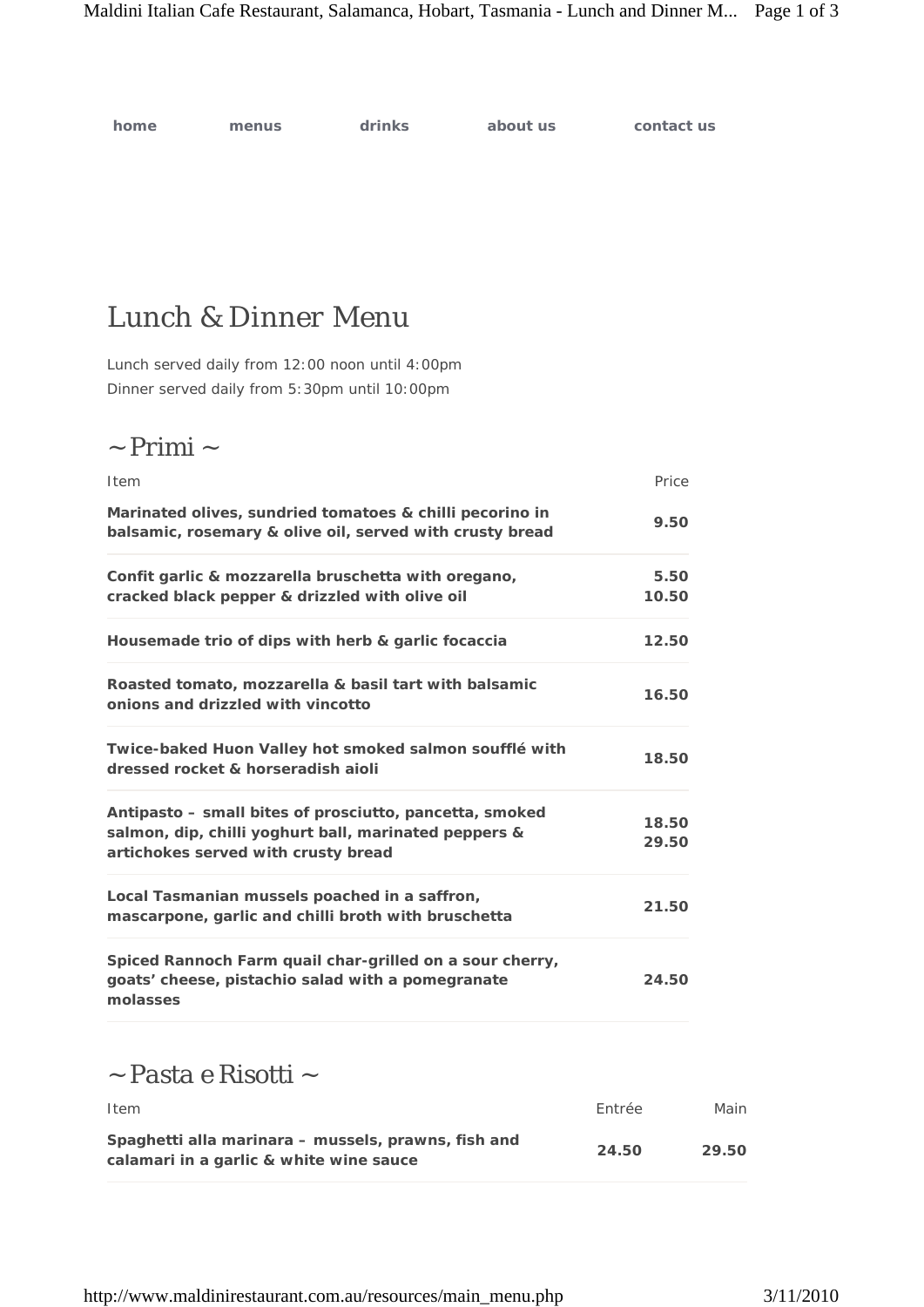home menus drinks about us contact us

# Lunch & Dinner Menu

Lunch served daily from 12:00 noon until 4:00pm
Dinner served daily from 5:30pm until 10:00pm

## ~ Primi ~

| Item | Price |
|---|---|
| **Marinated olives, sundried tomatoes & chilli pecorino in balsamic, rosemary & olive oil, served with crusty bread** | **9.50** |
| **Confit garlic & mozzarella bruschetta with oregano, cracked black pepper & drizzled with olive oil** | **5.50**<br>**10.50** |
| **Housemade trio of dips with herb & garlic focaccia** | **12.50** |
| **Roasted tomato, mozzarella & basil tart with balsamic onions and drizzled with vincotto** | **16.50** |
| **Twice-baked Huon Valley hot smoked salmon soufflé with dressed rocket & horseradish aioli** | **18.50** |
| **Antipasto – small bites of prosciutto, pancetta, smoked salmon, dip, chilli yoghurt ball, marinated peppers & artichokes served with crusty bread** | **18.50**<br>**29.50** |
| **Local Tasmanian mussels poached in a saffron, mascarpone, garlic and chilli broth with bruschetta** | **21.50** |
| **Spiced Rannoch Farm quail char-grilled on a sour cherry, goats' cheese, pistachio salad with a pomegranate molasses** | **24.50** |

## ~ Pasta e Risotti ~

| Item | Entrée | Main |
|---|---|---|
| **Spaghetti alla marinara – mussels, prawns, fish and calamari in a garlic & white wine sauce** | **24.50** | **29.50** |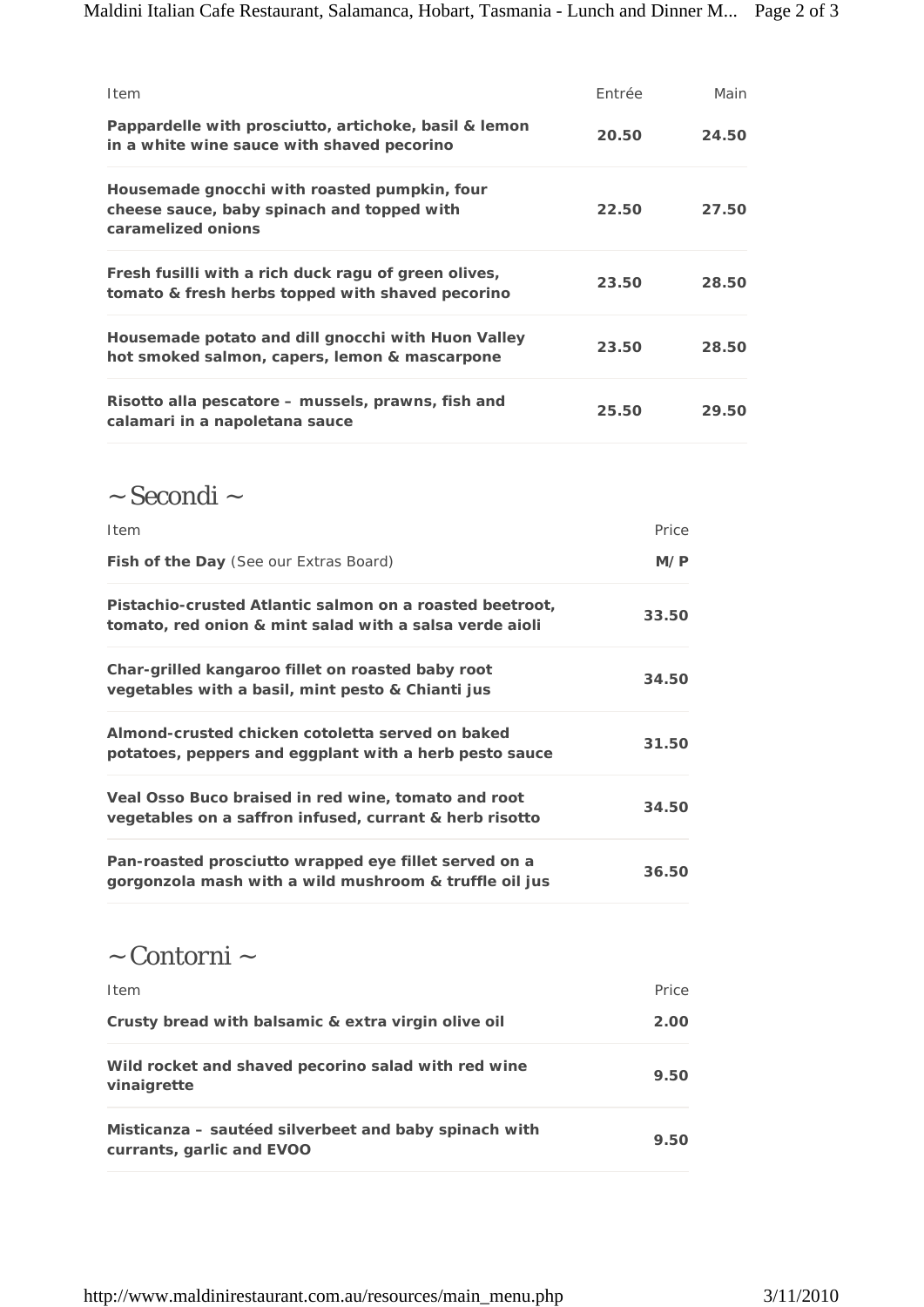| Item | Entrée | Main |
| --- | --- | --- |
| **Pappardelle with prosciutto, artichoke, basil & lemon in a white wine sauce with shaved pecorino** | **20.50** | **24.50** |
| **Housemade gnocchi with roasted pumpkin, four cheese sauce, baby spinach and topped with caramelized onions** | **22.50** | **27.50** |
| **Fresh fusilli with a rich duck ragu of green olives, tomato & fresh herbs topped with shaved pecorino** | **23.50** | **28.50** |
| **Housemade potato and dill gnocchi with Huon Valley hot smoked salmon, capers, lemon & mascarpone** | **23.50** | **28.50** |
| **Risotto alla pescatore – mussels, prawns, fish and calamari in a napoletana sauce** | **25.50** | **29.50** |

## ~ Secondi ~

| Item | Price |
| --- | --- |
| **Fish of the Day** (See our Extras Board) | **M/P** |
| **Pistachio-crusted Atlantic salmon on a roasted beetroot, tomato, red onion & mint salad with a salsa verde aioli** | **33.50** |
| **Char-grilled kangaroo fillet on roasted baby root vegetables with a basil, mint pesto & Chianti jus** | **34.50** |
| **Almond-crusted chicken cotoletta served on baked potatoes, peppers and eggplant with a herb pesto sauce** | **31.50** |
| **Veal Osso Buco braised in red wine, tomato and root vegetables on a saffron infused, currant & herb risotto** | **34.50** |
| **Pan-roasted prosciutto wrapped eye fillet served on a gorgonzola mash with a wild mushroom & truffle oil jus** | **36.50** |

## ~ Contorni ~

| Item | Price |
| --- | --- |
| **Crusty bread with balsamic & extra virgin olive oil** | **2.00** |
| **Wild rocket and shaved pecorino salad with red wine vinaigrette** | **9.50** |
| **Misticanza – sautéed silverbeet and baby spinach with currants, garlic and EVOO** | **9.50** |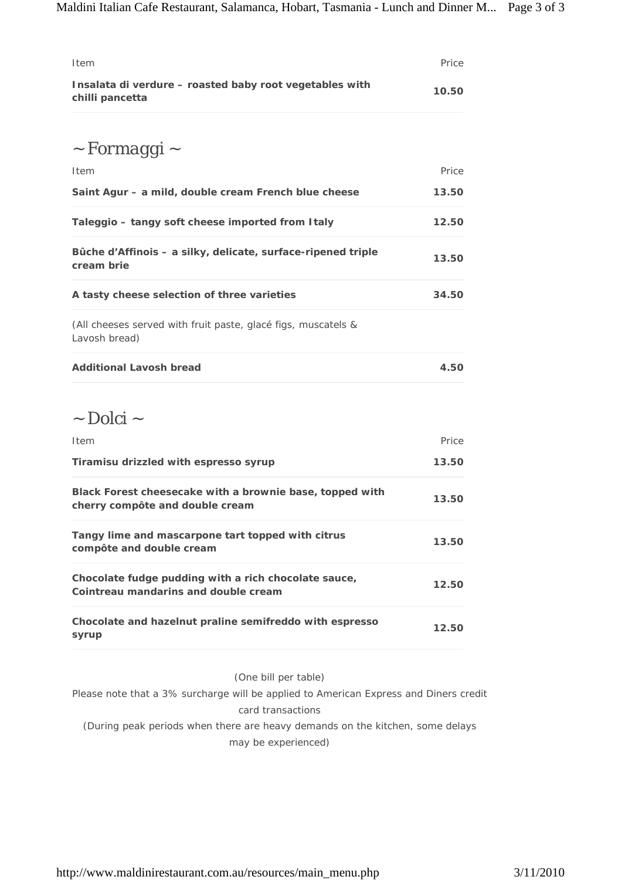| Item | Price |
|---|---|
| **Insalata di verdure – roasted baby root vegetables with chilli pancetta** | **10.50** |

## ~ Formaggi ~

| Item | Price |
|---|---|
| **Saint Agur – a mild, double cream French blue cheese** | **13.50** |
| **Taleggio – tangy soft cheese imported from Italy** | **12.50** |
| **Bûche d'Affinois – a silky, delicate, surface-ripened triple cream brie** | **13.50** |
| **A tasty cheese selection of three varieties** | **34.50** |
| (All cheeses served with fruit paste, glacé figs, muscatels & Lavosh bread) | |
| **Additional Lavosh bread** | **4.50** |

## ~ Dolci ~

| Item | Price |
|---|---|
| **Tiramisu drizzled with espresso syrup** | **13.50** |
| **Black Forest cheesecake with a brownie base, topped with cherry compôte and double cream** | **13.50** |
| **Tangy lime and mascarpone tart topped with citrus compôte and double cream** | **13.50** |
| **Chocolate fudge pudding with a rich chocolate sauce, Cointreau mandarins and double cream** | **12.50** |
| **Chocolate and hazelnut praline semifreddo with espresso syrup** | **12.50** |

(One bill per table)

Please note that a 3% surcharge will be applied to American Express and Diners credit card transactions

(During peak periods when there are heavy demands on the kitchen, some delays may be experienced)